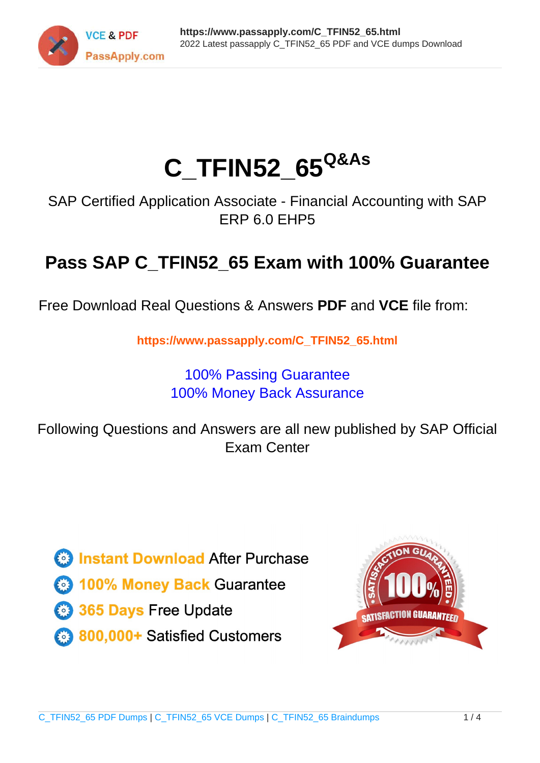# C_TFIN52_65 Q&As

SAP Certified Application Associate - Financial Accounting with SAP ERP 6.0 EHP5

## Pass SAP C_TFIN52_65 Exam with 100% Guarantee

Free Download Real Questions & Answers **PDF** and **VCE** file from:

https://www.passapply.com/C_TFIN52_65.html

100% Passing Guarantee
100% Money Back Assurance

Following Questions and Answers are all new published by SAP Official Exam Center

- Instant Download After Purchase
- 100% Money Back Guarantee
- 365 Days Free Update
- 800,000+ Satisfied Customers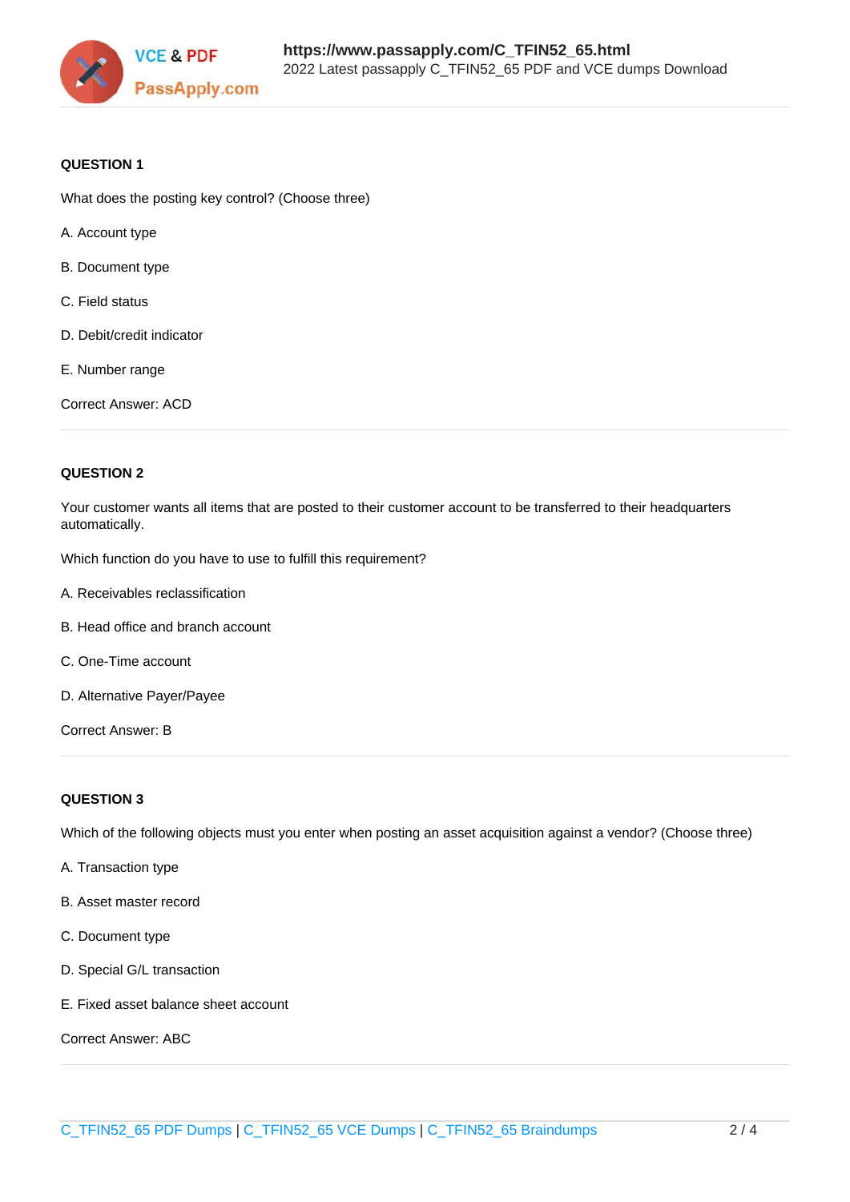**QUESTION 1**

What does the posting key control? (Choose three)

A. Account type

B. Document type

C. Field status

D. Debit/credit indicator

E. Number range

Correct Answer: ACD

---

**QUESTION 2**

Your customer wants all items that are posted to their customer account to be transferred to their headquarters automatically.

Which function do you have to use to fulfill this requirement?

A. Receivables reclassification

B. Head office and branch account

C. One-Time account

D. Alternative Payer/Payee

Correct Answer: B

---

**QUESTION 3**

Which of the following objects must you enter when posting an asset acquisition against a vendor? (Choose three)

A. Transaction type

B. Asset master record

C. Document type

D. Special G/L transaction

E. Fixed asset balance sheet account

Correct Answer: ABC

---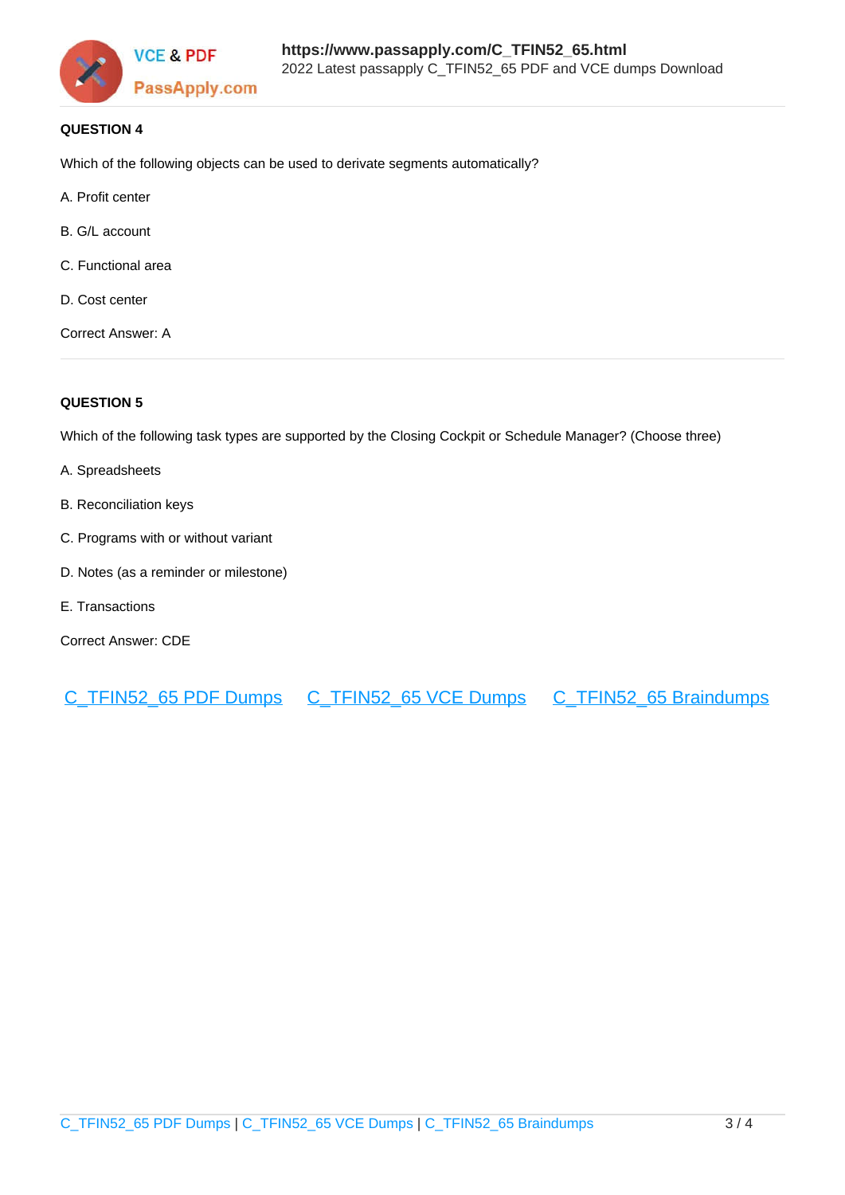**QUESTION 4**

Which of the following objects can be used to derivate segments automatically?

A. Profit center

B. G/L account

C. Functional area

D. Cost center

Correct Answer: A

**QUESTION 5**

Which of the following task types are supported by the Closing Cockpit or Schedule Manager? (Choose three)

A. Spreadsheets

B. Reconciliation keys

C. Programs with or without variant

D. Notes (as a reminder or milestone)

E. Transactions

Correct Answer: CDE

C_TFIN52_65 PDF Dumps    C_TFIN52_65 VCE Dumps    C_TFIN52_65 Braindumps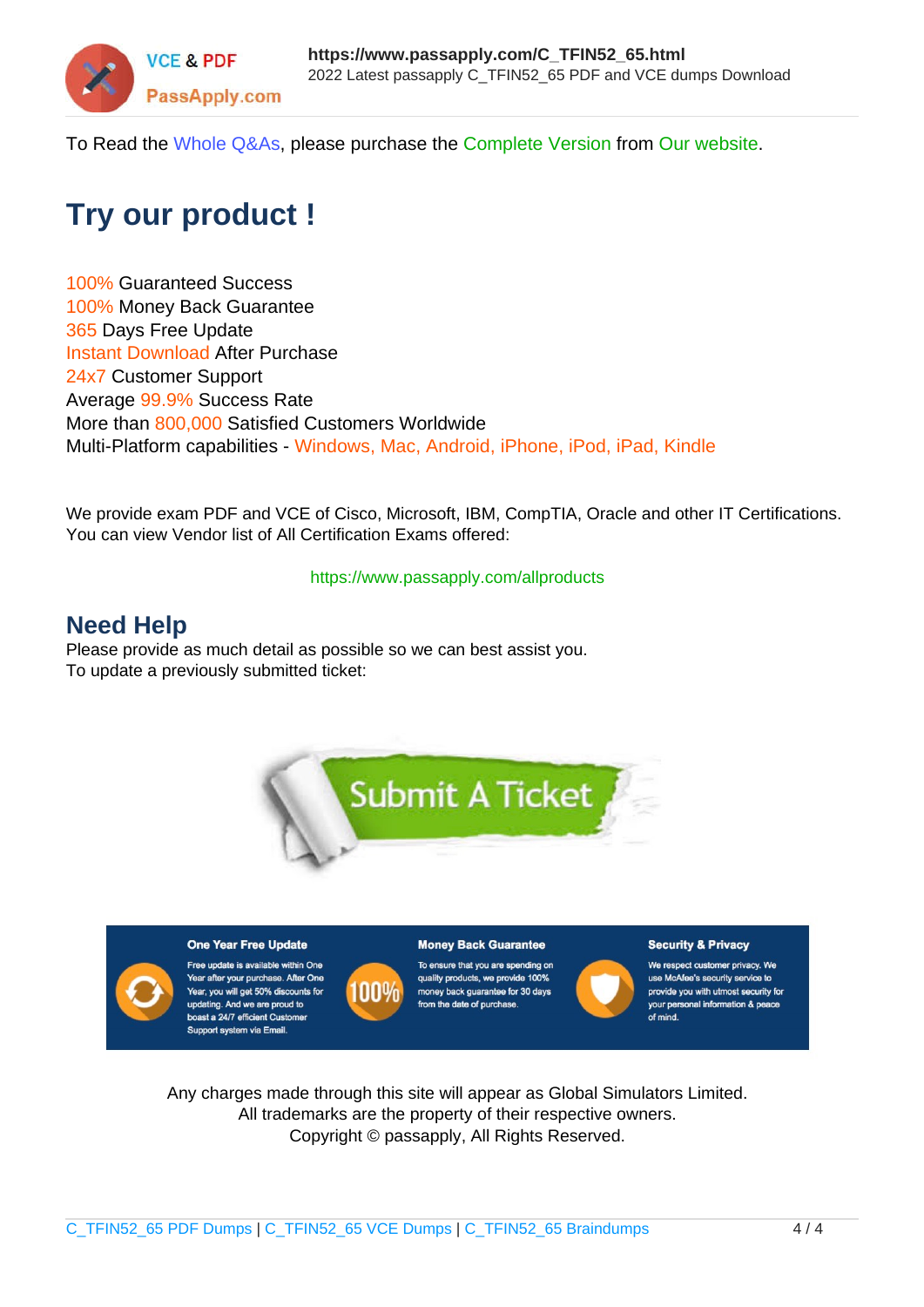To Read the Whole Q&As, please purchase the Complete Version from Our website.

# Try our product !

100% Guaranteed Success
100% Money Back Guarantee
365 Days Free Update
Instant Download After Purchase
24x7 Customer Support
Average 99.9% Success Rate
More than 800,000 Satisfied Customers Worldwide
Multi-Platform capabilities - Windows, Mac, Android, iPhone, iPod, iPad, Kindle

We provide exam PDF and VCE of Cisco, Microsoft, IBM, CompTIA, Oracle and other IT Certifications.
You can view Vendor list of All Certification Exams offered:

https://www.passapply.com/allproducts

## Need Help

Please provide as much detail as possible so we can best assist you.
To update a previously submitted ticket:

Submit A Ticket

**One Year Free Update**
Free update is available within One Year after your purchase. After One Year, you will get 50% discounts for updating. And we are proud to boast a 24/7 efficient Customer Support system via Email.

**Money Back Guarantee**
To ensure that you are spending on quality products, we provide 100% money back guarantee for 30 days from the date of purchase.

**Security & Privacy**
We respect customer privacy. We use McAfee's security service to provide you with utmost security for your personal information & peace of mind.

Any charges made through this site will appear as Global Simulators Limited.
All trademarks are the property of their respective owners.
Copyright © passapply, All Rights Reserved.